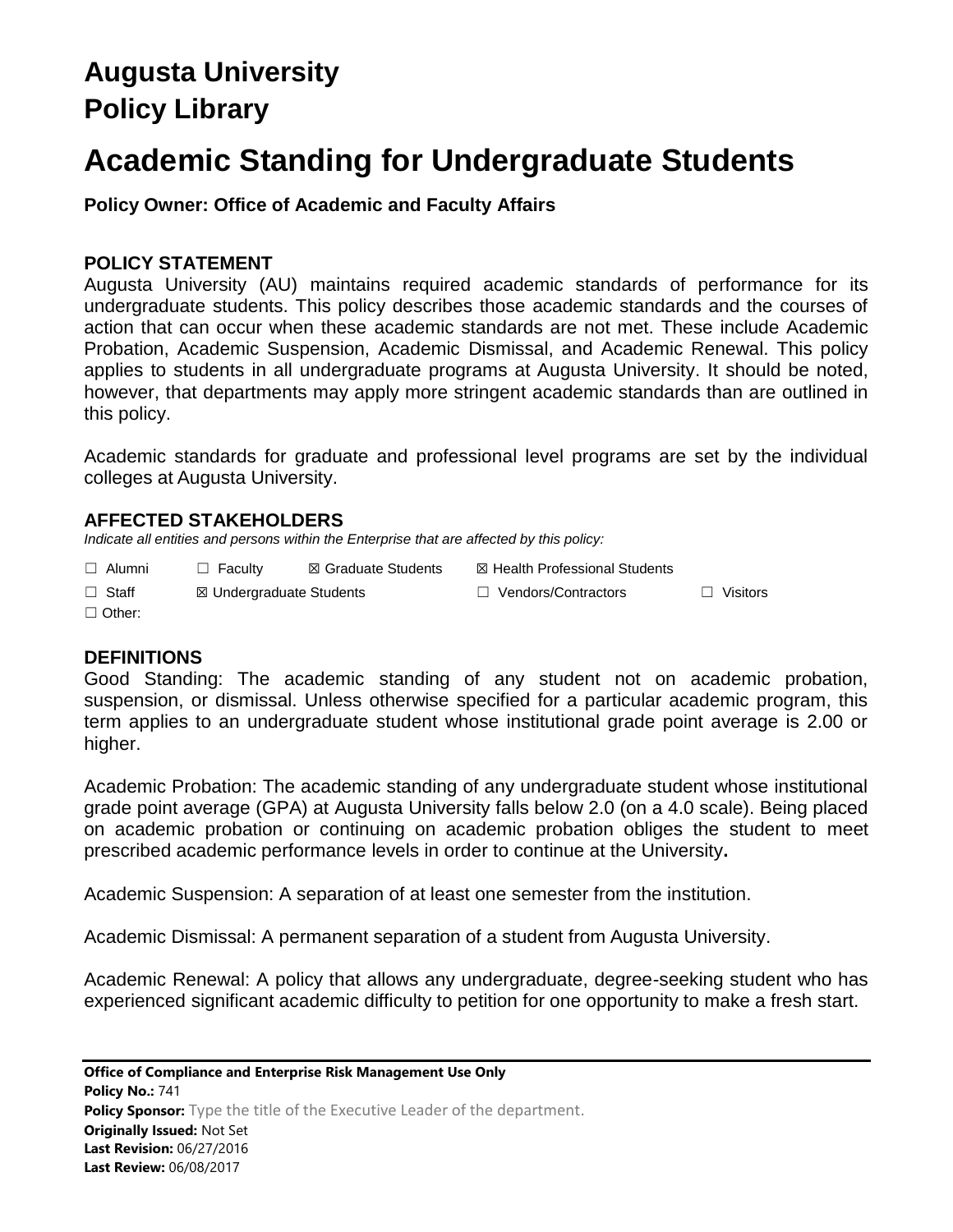# Augusta University
# Policy Library

# Academic Standing for Undergraduate Students

**Policy Owner: Office of Academic and Faculty Affairs**

## POLICY STATEMENT

Augusta University (AU) maintains required academic standards of performance for its undergraduate students. This policy describes those academic standards and the courses of action that can occur when these academic standards are not met. These include Academic Probation, Academic Suspension, Academic Dismissal, and Academic Renewal. This policy applies to students in all undergraduate programs at Augusta University. It should be noted, however, that departments may apply more stringent academic standards than are outlined in this policy.

Academic standards for graduate and professional level programs are set by the individual colleges at Augusta University.

## AFFECTED STAKEHOLDERS

*Indicate all entities and persons within the Enterprise that are affected by this policy:*

☐ Alumni ☐ Faculty ☒ Graduate Students ☒ Health Professional Students
☐ Staff ☒ Undergraduate Students ☐ Vendors/Contractors ☐ Visitors
☐ Other:

## DEFINITIONS

Good Standing: The academic standing of any student not on academic probation, suspension, or dismissal. Unless otherwise specified for a particular academic program, this term applies to an undergraduate student whose institutional grade point average is 2.00 or higher.

Academic Probation: The academic standing of any undergraduate student whose institutional grade point average (GPA) at Augusta University falls below 2.0 (on a 4.0 scale). Being placed on academic probation or continuing on academic probation obliges the student to meet prescribed academic performance levels in order to continue at the University**.**

Academic Suspension: A separation of at least one semester from the institution.

Academic Dismissal: A permanent separation of a student from Augusta University.

Academic Renewal: A policy that allows any undergraduate, degree-seeking student who has experienced significant academic difficulty to petition for one opportunity to make a fresh start.

**Office of Compliance and Enterprise Risk Management Use Only**
**Policy No.:** 741
**Policy Sponsor:** Type the title of the Executive Leader of the department.
**Originally Issued:** Not Set
**Last Revision:** 06/27/2016
**Last Review:** 06/08/2017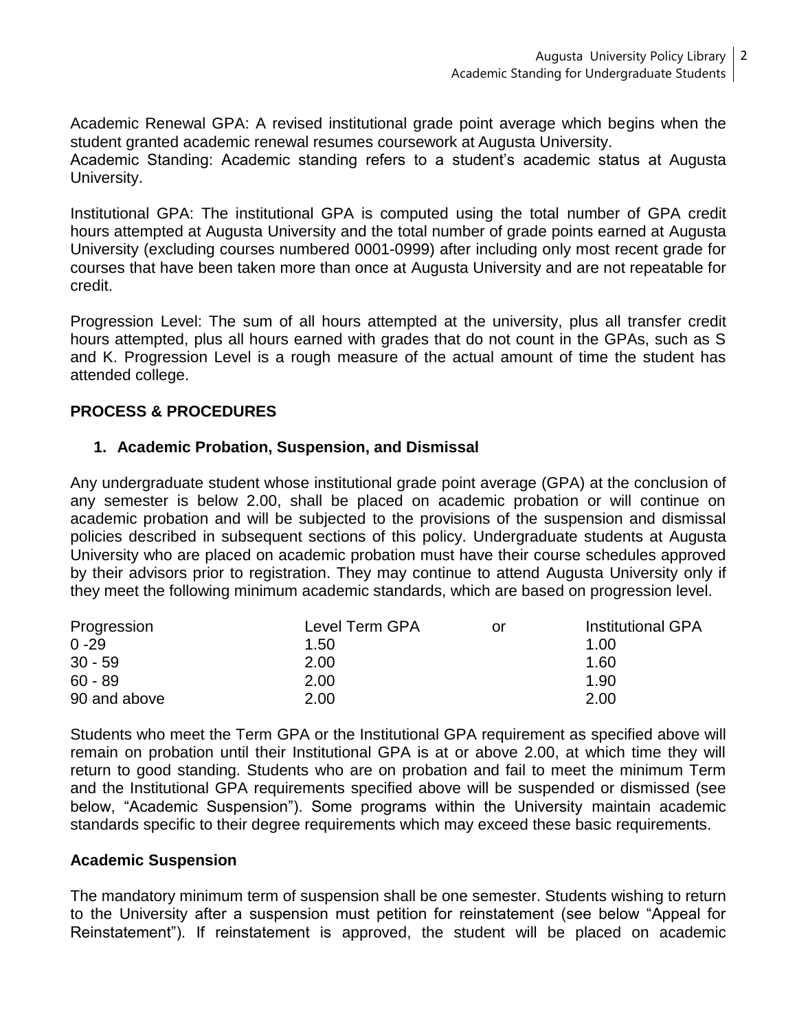Academic Renewal GPA: A revised institutional grade point average which begins when the student granted academic renewal resumes coursework at Augusta University.
Academic Standing: Academic standing refers to a student's academic status at Augusta University.

Institutional GPA: The institutional GPA is computed using the total number of GPA credit hours attempted at Augusta University and the total number of grade points earned at Augusta University (excluding courses numbered 0001-0999) after including only most recent grade for courses that have been taken more than once at Augusta University and are not repeatable for credit.

Progression Level: The sum of all hours attempted at the university, plus all transfer credit hours attempted, plus all hours earned with grades that do not count in the GPAs, such as S and K. Progression Level is a rough measure of the actual amount of time the student has attended college.

## PROCESS & PROCEDURES

### 1. Academic Probation, Suspension, and Dismissal

Any undergraduate student whose institutional grade point average (GPA) at the conclusion of any semester is below 2.00, shall be placed on academic probation or will continue on academic probation and will be subjected to the provisions of the suspension and dismissal policies described in subsequent sections of this policy. Undergraduate students at Augusta University who are placed on academic probation must have their course schedules approved by their advisors prior to registration. They may continue to attend Augusta University only if they meet the following minimum academic standards, which are based on progression level.

| Progression | Level Term GPA | or | Institutional GPA |
|---|---|---|---|
| 0 -29 | 1.50 | | 1.00 |
| 30 - 59 | 2.00 | | 1.60 |
| 60 - 89 | 2.00 | | 1.90 |
| 90 and above | 2.00 | | 2.00 |

Students who meet the Term GPA or the Institutional GPA requirement as specified above will remain on probation until their Institutional GPA is at or above 2.00, at which time they will return to good standing. Students who are on probation and fail to meet the minimum Term and the Institutional GPA requirements specified above will be suspended or dismissed (see below, "Academic Suspension"). Some programs within the University maintain academic standards specific to their degree requirements which may exceed these basic requirements.

### Academic Suspension

The mandatory minimum term of suspension shall be one semester. Students wishing to return to the University after a suspension must petition for reinstatement (see below "Appeal for Reinstatement"). If reinstatement is approved, the student will be placed on academic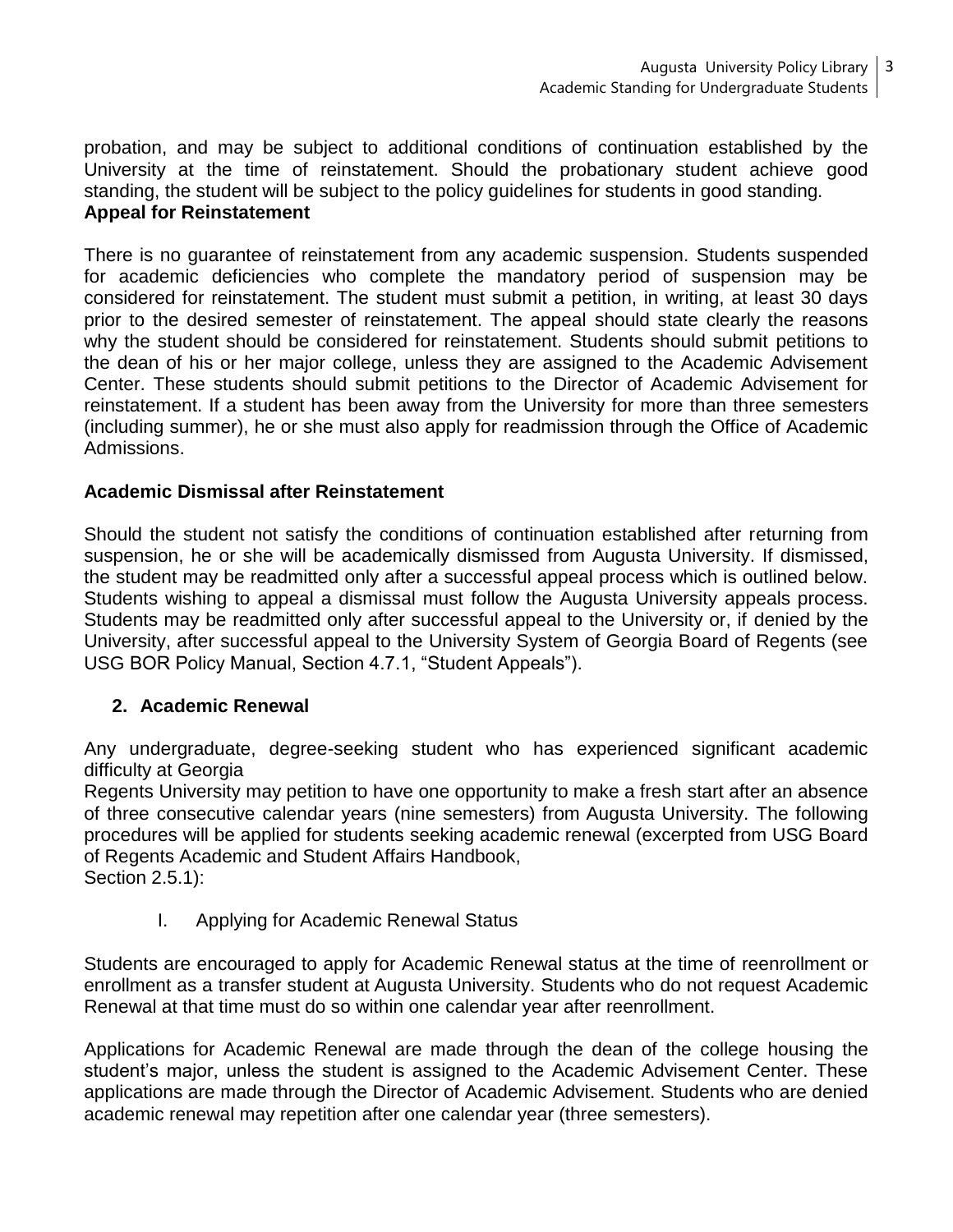probation, and may be subject to additional conditions of continuation established by the University at the time of reinstatement. Should the probationary student achieve good standing, the student will be subject to the policy guidelines for students in good standing.

**Appeal for Reinstatement**

There is no guarantee of reinstatement from any academic suspension. Students suspended for academic deficiencies who complete the mandatory period of suspension may be considered for reinstatement. The student must submit a petition, in writing, at least 30 days prior to the desired semester of reinstatement. The appeal should state clearly the reasons why the student should be considered for reinstatement. Students should submit petitions to the dean of his or her major college, unless they are assigned to the Academic Advisement Center. These students should submit petitions to the Director of Academic Advisement for reinstatement. If a student has been away from the University for more than three semesters (including summer), he or she must also apply for readmission through the Office of Academic Admissions.

**Academic Dismissal after Reinstatement**

Should the student not satisfy the conditions of continuation established after returning from suspension, he or she will be academically dismissed from Augusta University. If dismissed, the student may be readmitted only after a successful appeal process which is outlined below. Students wishing to appeal a dismissal must follow the Augusta University appeals process. Students may be readmitted only after successful appeal to the University or, if denied by the University, after successful appeal to the University System of Georgia Board of Regents (see USG BOR Policy Manual, Section 4.7.1, "Student Appeals").

## 2. Academic Renewal

Any undergraduate, degree-seeking student who has experienced significant academic difficulty at Georgia
Regents University may petition to have one opportunity to make a fresh start after an absence of three consecutive calendar years (nine semesters) from Augusta University. The following procedures will be applied for students seeking academic renewal (excerpted from USG Board of Regents Academic and Student Affairs Handbook,
Section 2.5.1):

I. Applying for Academic Renewal Status

Students are encouraged to apply for Academic Renewal status at the time of reenrollment or enrollment as a transfer student at Augusta University. Students who do not request Academic Renewal at that time must do so within one calendar year after reenrollment.

Applications for Academic Renewal are made through the dean of the college housing the student's major, unless the student is assigned to the Academic Advisement Center. These applications are made through the Director of Academic Advisement. Students who are denied academic renewal may repetition after one calendar year (three semesters).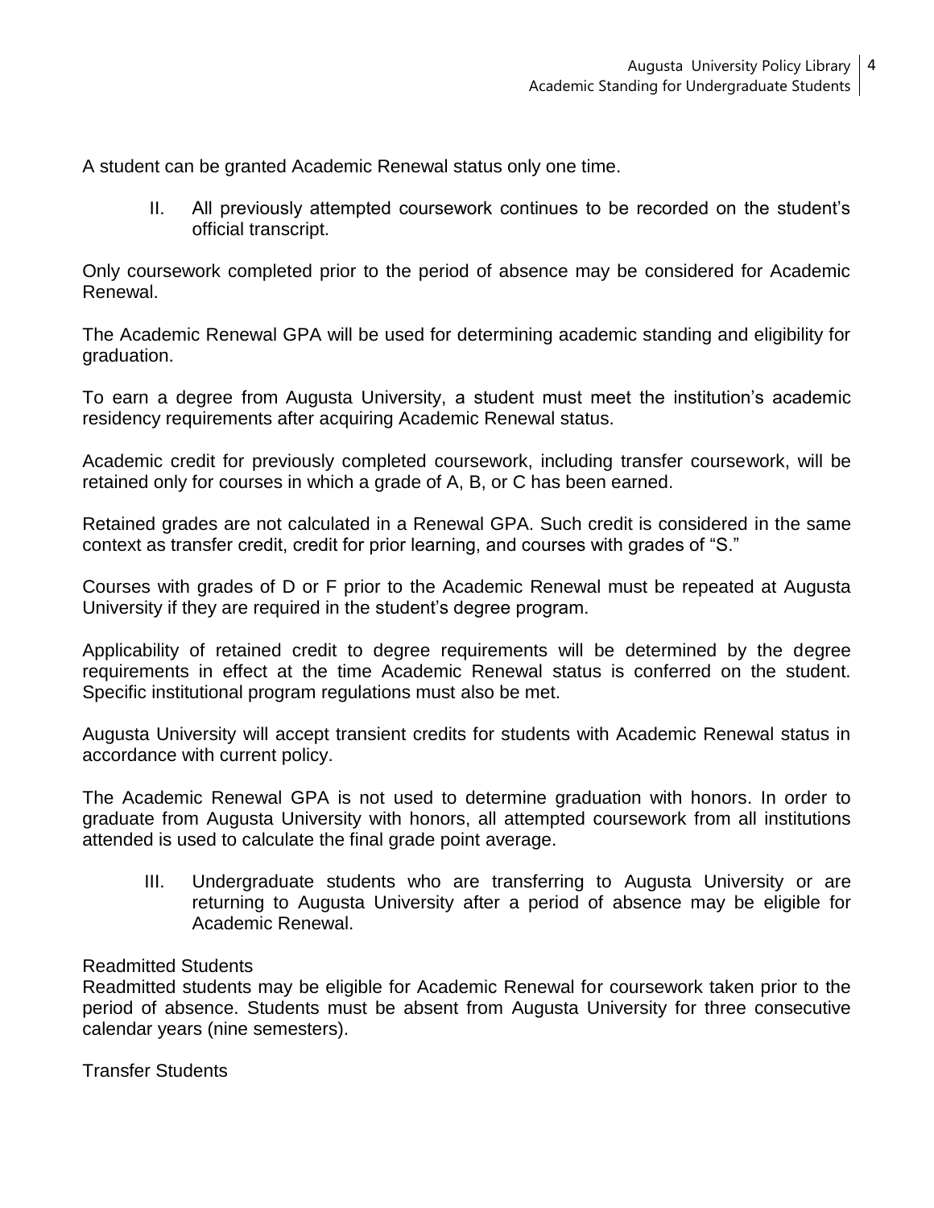A student can be granted Academic Renewal status only one time.

II. All previously attempted coursework continues to be recorded on the student's official transcript.

Only coursework completed prior to the period of absence may be considered for Academic Renewal.

The Academic Renewal GPA will be used for determining academic standing and eligibility for graduation.

To earn a degree from Augusta University, a student must meet the institution's academic residency requirements after acquiring Academic Renewal status.

Academic credit for previously completed coursework, including transfer coursework, will be retained only for courses in which a grade of A, B, or C has been earned.

Retained grades are not calculated in a Renewal GPA. Such credit is considered in the same context as transfer credit, credit for prior learning, and courses with grades of "S."

Courses with grades of D or F prior to the Academic Renewal must be repeated at Augusta University if they are required in the student's degree program.

Applicability of retained credit to degree requirements will be determined by the degree requirements in effect at the time Academic Renewal status is conferred on the student. Specific institutional program regulations must also be met.

Augusta University will accept transient credits for students with Academic Renewal status in accordance with current policy.

The Academic Renewal GPA is not used to determine graduation with honors. In order to graduate from Augusta University with honors, all attempted coursework from all institutions attended is used to calculate the final grade point average.

III. Undergraduate students who are transferring to Augusta University or are returning to Augusta University after a period of absence may be eligible for Academic Renewal.

Readmitted Students

Readmitted students may be eligible for Academic Renewal for coursework taken prior to the period of absence. Students must be absent from Augusta University for three consecutive calendar years (nine semesters).

Transfer Students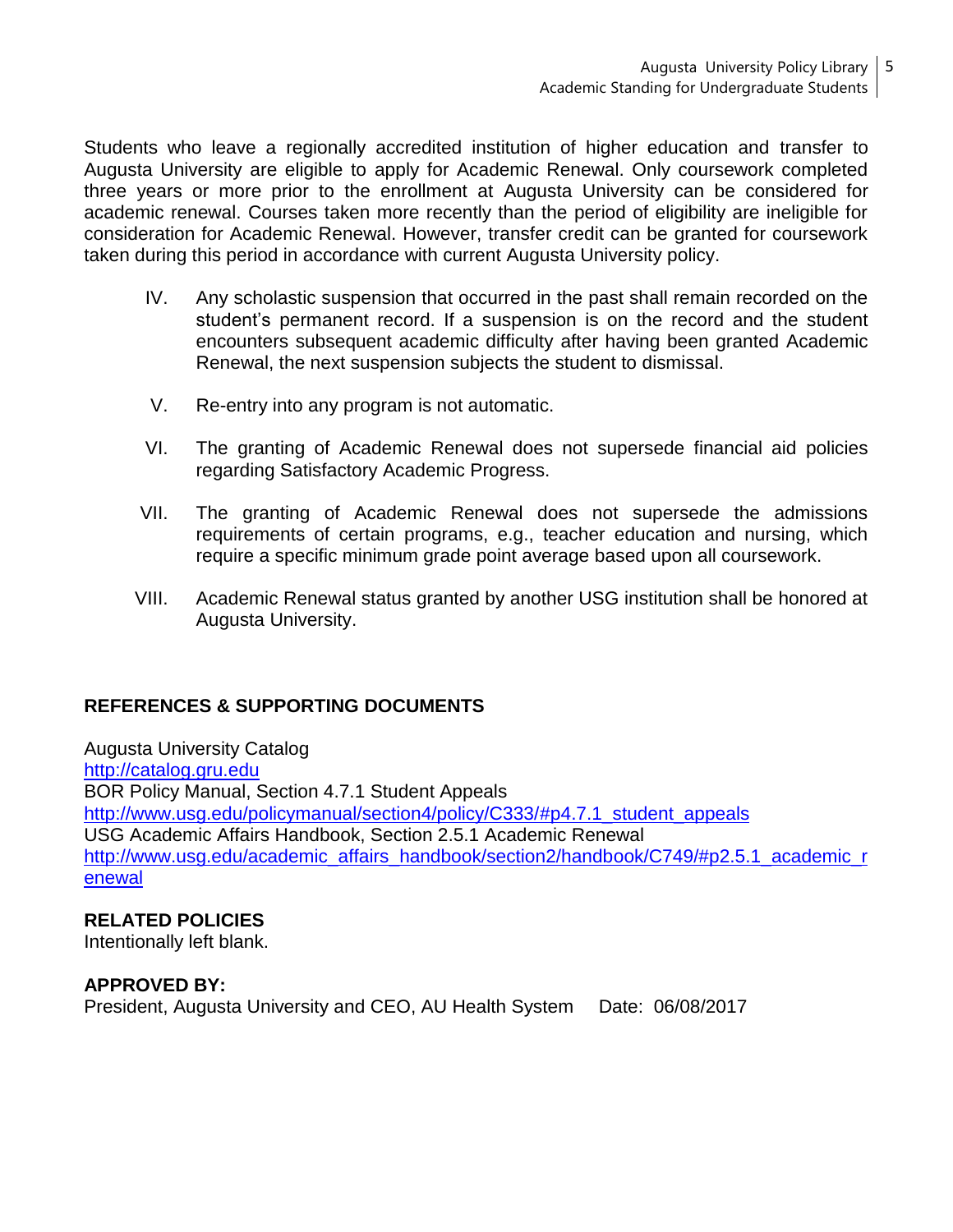Students who leave a regionally accredited institution of higher education and transfer to Augusta University are eligible to apply for Academic Renewal. Only coursework completed three years or more prior to the enrollment at Augusta University can be considered for academic renewal. Courses taken more recently than the period of eligibility are ineligible for consideration for Academic Renewal. However, transfer credit can be granted for coursework taken during this period in accordance with current Augusta University policy.

IV. Any scholastic suspension that occurred in the past shall remain recorded on the student's permanent record. If a suspension is on the record and the student encounters subsequent academic difficulty after having been granted Academic Renewal, the next suspension subjects the student to dismissal.

V. Re-entry into any program is not automatic.

VI. The granting of Academic Renewal does not supersede financial aid policies regarding Satisfactory Academic Progress.

VII. The granting of Academic Renewal does not supersede the admissions requirements of certain programs, e.g., teacher education and nursing, which require a specific minimum grade point average based upon all coursework.

VIII. Academic Renewal status granted by another USG institution shall be honored at Augusta University.

**REFERENCES & SUPPORTING DOCUMENTS**

Augusta University Catalog
[http://catalog.gru.edu](http://catalog.gru.edu)
BOR Policy Manual, Section 4.7.1 Student Appeals
[http://www.usg.edu/policymanual/section4/policy/C333/#p4.7.1_student_appeals](http://www.usg.edu/policymanual/section4/policy/C333/#p4.7.1_student_appeals)
USG Academic Affairs Handbook, Section 2.5.1 Academic Renewal
[http://www.usg.edu/academic_affairs_handbook/section2/handbook/C749/#p2.5.1_academic_renewal](http://www.usg.edu/academic_affairs_handbook/section2/handbook/C749/#p2.5.1_academic_renewal)

**RELATED POLICIES**
Intentionally left blank.

**APPROVED BY:**
President, Augusta University and CEO, AU Health System Date: 06/08/2017